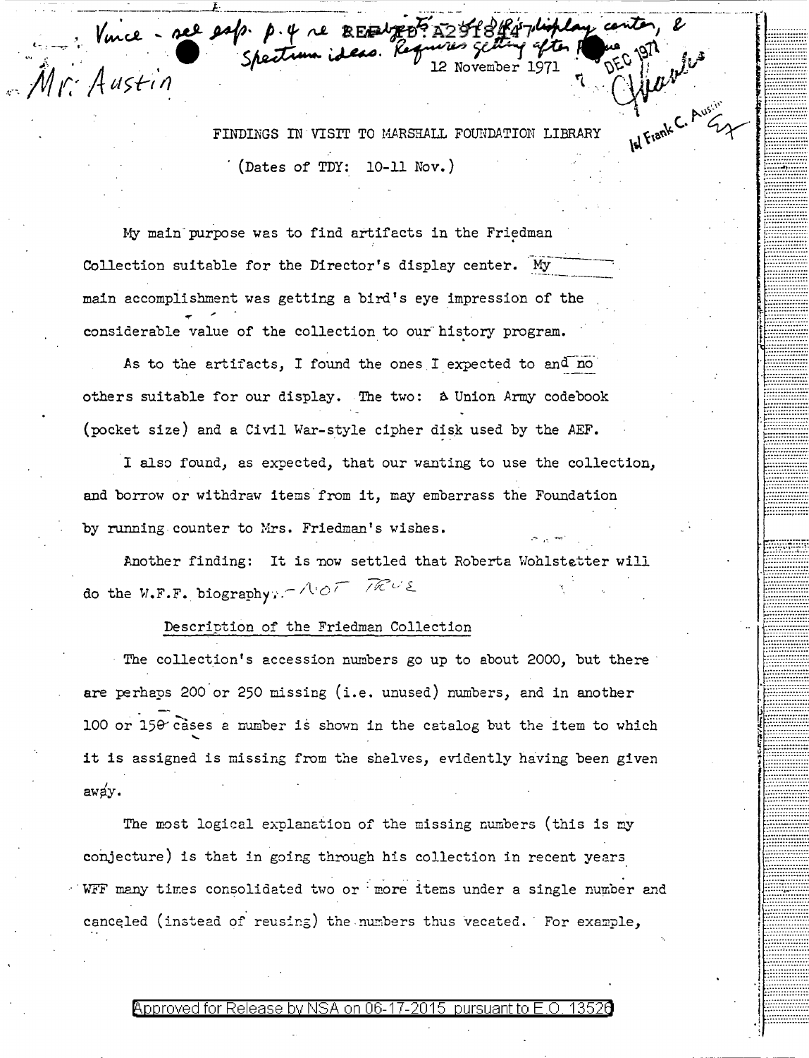Vince - see esp. p. 4 re REF ID:A2918447 display center, & Spectrum ideas. Requires getting after F... 

Mr. Austin

12 November 1971

7 DEC 1971

/s/ Frank C. Austin

FINDINGS IN VISIT TO MARSHALL FOUNDATION LIBRARY

(Dates of TDY: 10-11 Nov.)

My main purpose was to find artifacts in the Friedman Collection suitable for the Director's display center. My main accomplishment was getting a bird's eye impression of the considerable value of the collection to our history program.

As to the artifacts, I found the ones I expected to and no others suitable for our display. The two: A Union Army codebook (pocket size) and a Civil War-style cipher disk used by the AEF.

I also found, as expected, that our wanting to use the collection, and borrow or withdraw items from it, may embarrass the Foundation by running counter to Mrs. Friedman's wishes.

Another finding: It is now settled that Roberta Wohlstetter will do the W.F.F. biography. - NOT TRUE

Description of the Friedman Collection

The collection's accession numbers go up to about 2000, but there are perhaps 200 or 250 missing (i.e. unused) numbers, and in another 100 or 150 cases a number is shown in the catalog but the item to which it is assigned is missing from the shelves, evidently having been given away.

The most logical explanation of the missing numbers (this is my conjecture) is that in going through his collection in recent years WFF many times consolidated two or more items under a single number and canceled (instead of reusing) the numbers thus vacated. For example,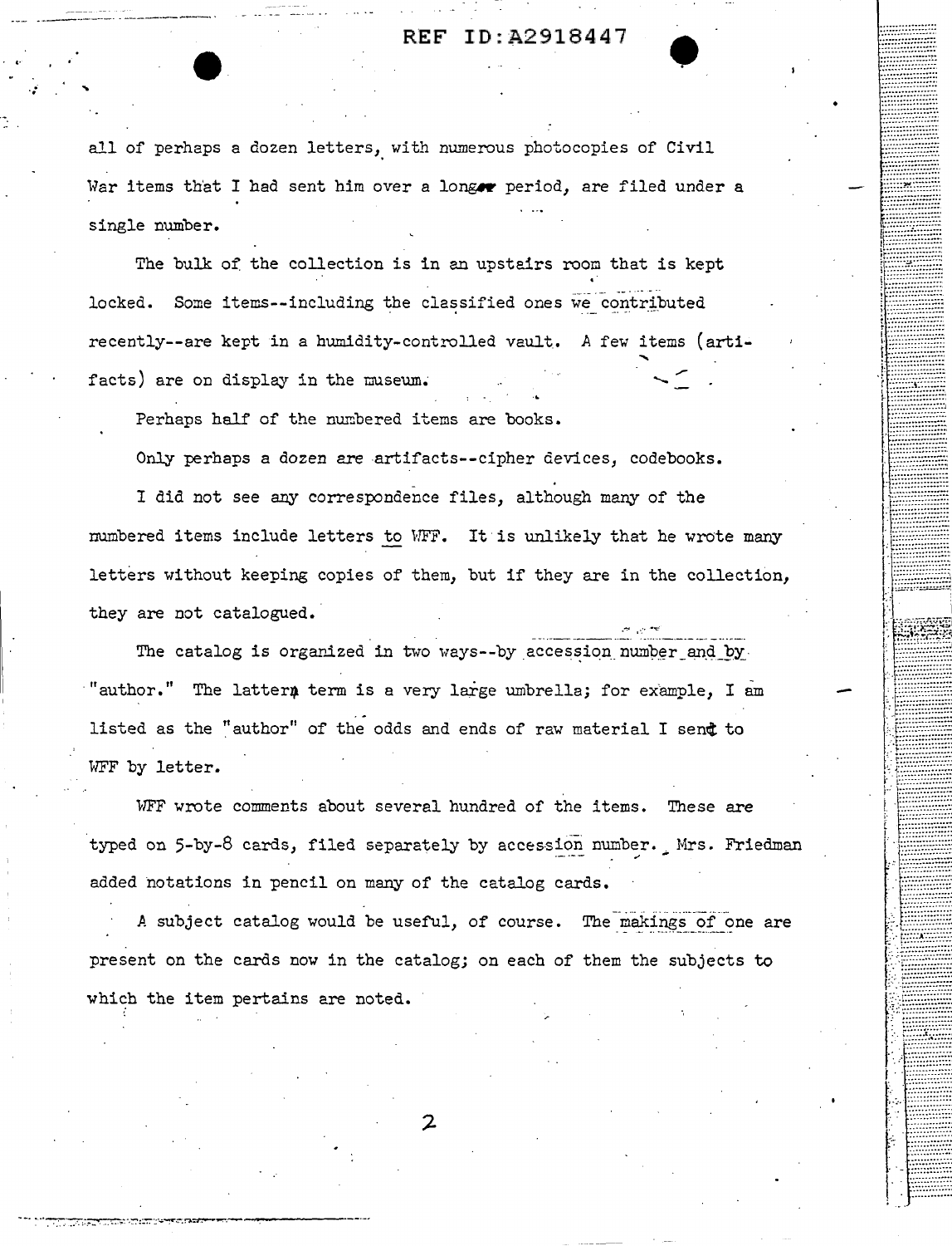all of perhaps a dozen letters, with numerous photocopies of Civil War items that I had sent him over a longer period, are filed under a single number.

The bulk of the collection is in an upstairs room that is kept locked. Some items--including the classified ones we contributed recently--are kept in a humidity-controlled vault. A few items (artifacts) are on display in the museum.

Perhaps half of the numbered items are books.

Only perhaps a dozen are artifacts--cipher devices, codebooks.

I did not see any correspondence files, although many of the numbered items include letters to WFF. It is unlikely that he wrote many letters without keeping copies of them, but if they are in the collection, they are not catalogued.

The catalog is organized in two ways--by accession number and by "author." The latter term is a very large umbrella; for example, I am listed as the "author" of the odds and ends of raw material I sent to WFF by letter.

WFF wrote comments about several hundred of the items. These are typed on 5-by-8 cards, filed separately by accession number. Mrs. Friedman added notations in pencil on many of the catalog cards.

A subject catalog would be useful, of course. The makings of one are present on the cards now in the catalog; on each of them the subjects to which the item pertains are noted.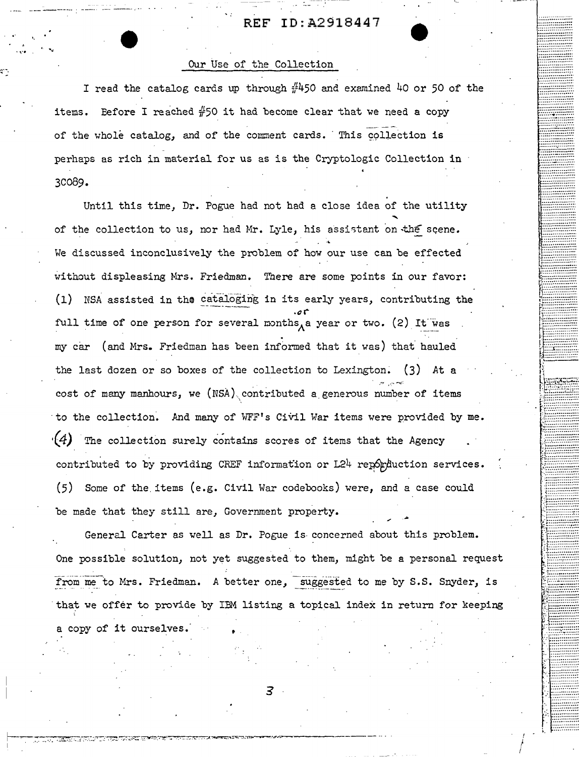## Our Use of the Collection

I read the catalog cards up through #450 and examined 40 or 50 of the items. Before I reached #50 it had become clear that we need a copy of the whole catalog, and of the comment cards. This collection is perhaps as rich in material for us as is the Cryptologic Collection in 3C089.

Until this time, Dr. Pogue had not had a close idea of the utility of the collection to us, nor had Mr. Lyle, his assistant on the scene. We discussed inconclusively the problem of how our use can be effected without displeasing Mrs. Friedman. There are some points in our favor: (1) NSA assisted in the cataloging in its early years, contributing the full time of one person for several months or a year or two. (2) It was my car (and Mrs. Friedman has been informed that it was) that hauled the last dozen or so boxes of the collection to Lexington. (3) At a cost of many manhours, we (NSA) contributed a generous number of items to the collection. And many of WFF's Civil War items were provided by me. (4) The collection surely contains scores of items that the Agency contributed to by providing CREF information or L24 reproduction services. (5) Some of the items (e.g. Civil War codebooks) were, and a case could be made that they still are, Government property.

General Carter as well as Dr. Pogue is concerned about this problem. One possible solution, not yet suggested to them, might be a personal request from me to Mrs. Friedman. A better one, suggested to me by S.S. Snyder, is that we offer to provide by IBM listing a topical index in return for keeping a copy of it ourselves.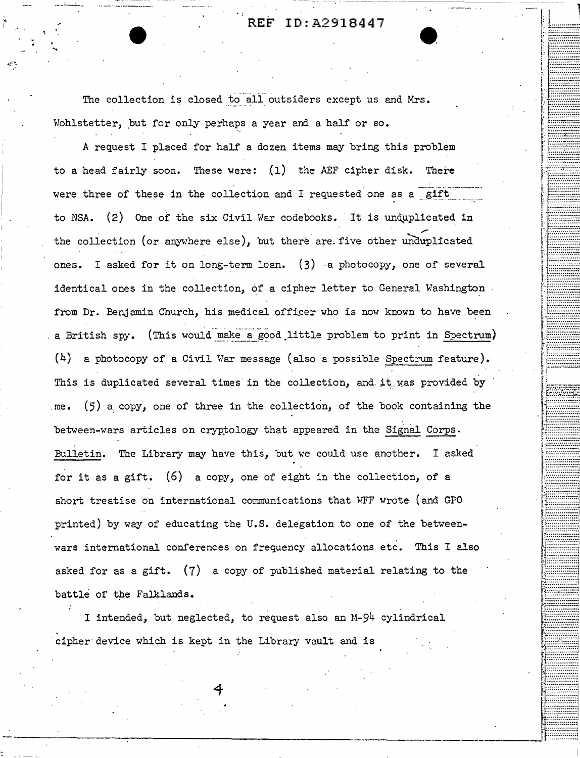The collection is closed to all outsiders except us and Mrs. Wohlstetter, but for only perhaps a year and a half or so.

A request I placed for half a dozen items may bring this problem to a head fairly soon. These were: (1) the AEF cipher disk. There were three of these in the collection and I requested one as a gift to NSA. (2) One of the six Civil War codebooks. It is unduplicated in the collection (or anywhere else), but there are five other unduplicated ones. I asked for it on long-term loan. (3) a photocopy, one of several identical ones in the collection, of a cipher letter to General Washington from Dr. Benjamin Church, his medical officer who is now known to have been a British spy. (This would make a good little problem to print in Spectrum) (4) a photocopy of a Civil War message (also a possible Spectrum feature). This is duplicated several times in the collection, and it was provided by me. (5) a copy, one of three in the collection, of the book containing the between-wars articles on cryptology that appeared in the Signal Corps. Bulletin. The Library may have this, but we could use another. I asked for it as a gift. (6) a copy, one of eight in the collection, of a short treatise on international communications that WFF wrote (and GPO printed) by way of educating the U.S. delegation to one of the between-wars international conferences on frequency allocations etc. This I also asked for as a gift. (7) a copy of published material relating to the battle of the Falklands.

I intended, but neglected, to request also an M-94 cylindrical cipher device which is kept in the Library vault and is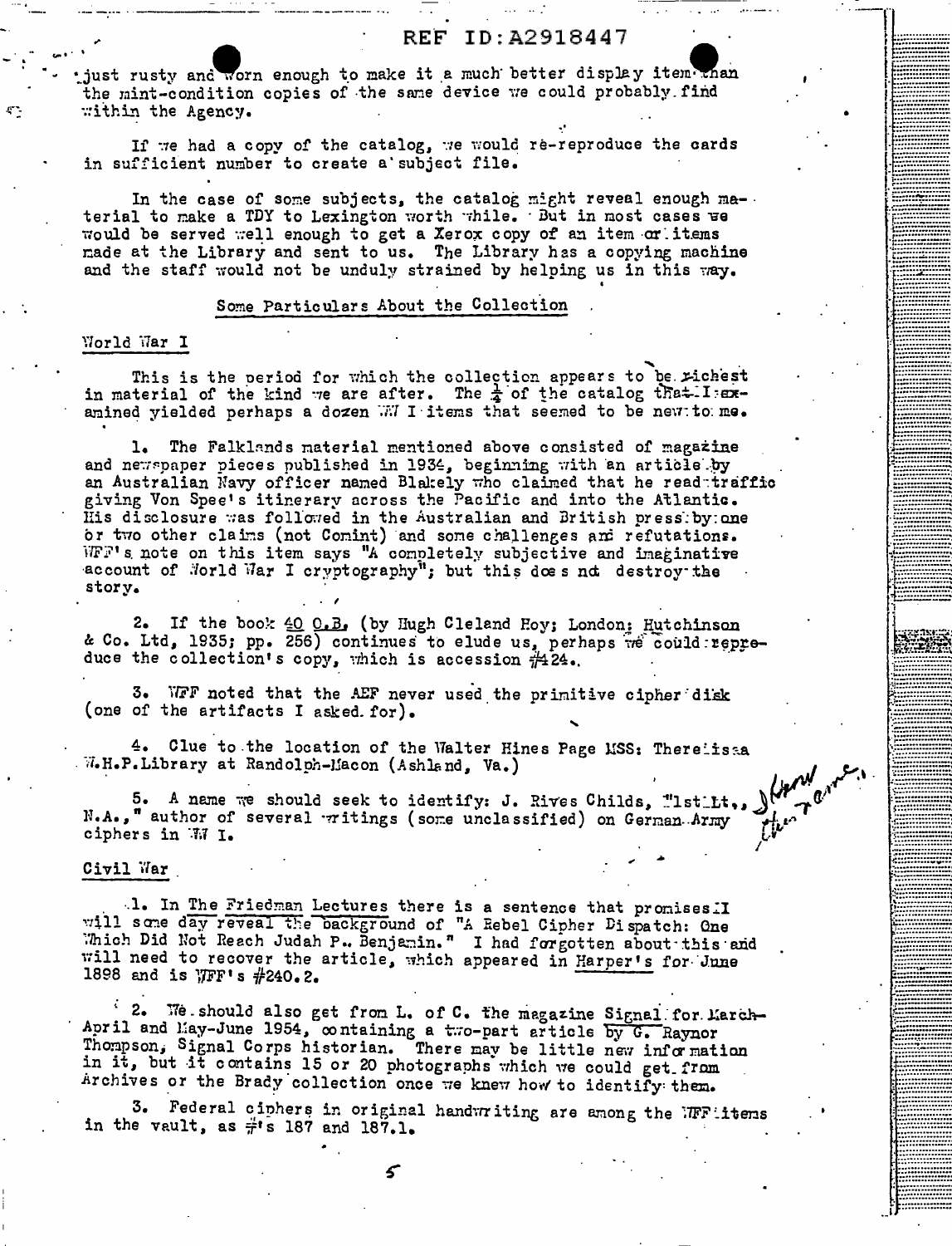just rusty and worn enough to make it a much better display item than the mint-condition copies of the same device we could probably find within the Agency.

If we had a copy of the catalog, we would re-reproduce the cards in sufficient number to create a subject file.

In the case of some subjects, the catalog might reveal enough material to make a TDY to Lexington worth while. But in most cases we would be served well enough to get a Xerox copy of an item or items made at the Library and sent to us. The Library has a copying machine and the staff would not be unduly strained by helping us in this way.

## Some Particulars About the Collection

### World War I

This is the period for which the collection appears to be richest in material of the kind we are after. The ¼ of the catalog that I examined yielded perhaps a dozen WW I items that seemed to be new to me.

1. The Falklands material mentioned above consisted of magazine and newspaper pieces published in 1934, beginning with an article by an Australian Navy officer named Blakely who claimed that he read traffic giving Von Spee's itinerary across the Pacific and into the Atlantic. His disclosure was followed in the Australian and British press by one or two other claims (not Comint) and some challenges and refutations. WFF's note on this item says "A completely subjective and imaginative account of World War I cryptography"; but this does not destroy the story.

2. If the book 40 O.B. (by Hugh Cleland Hoy; London; Hutchinson & Co. Ltd, 1935; pp. 256) continues to elude us, perhaps we could reproduce the collection's copy, which is accession #424.

3. WFF noted that the AEF never used the primitive cipher disk (one of the artifacts I asked for).

4. Clue to the location of the Walter Hines Page MSS: There is a W.H.P. Library at Randolph-Macon (Ashland, Va.)

5. A name we should seek to identify: J. Rives Childs, "1st Lt., N.A.," author of several writings (some unclassified) on German Army ciphers in WW I. *I know the name.*

### Civil War

1. In The Friedman Lectures there is a sentence that promises I will some day reveal the background of "A Rebel Cipher Dispatch: One Which Did Not Reach Judah P. Benjamin." I had forgotten about this and will need to recover the article, which appeared in Harper's for June 1898 and is WFF's #240.2.

2. We should also get from L. of C. the magazine Signal for March-April and May-June 1954, containing a two-part article by G. Raynor Thompson, Signal Corps historian. There may be little new information in it, but it contains 15 or 20 photographs which we could get from Archives or the Brady collection once we knew how to identify them.

3. Federal ciphers in original handwriting are among the WFF items in the vault, as #'s 187 and 187.1.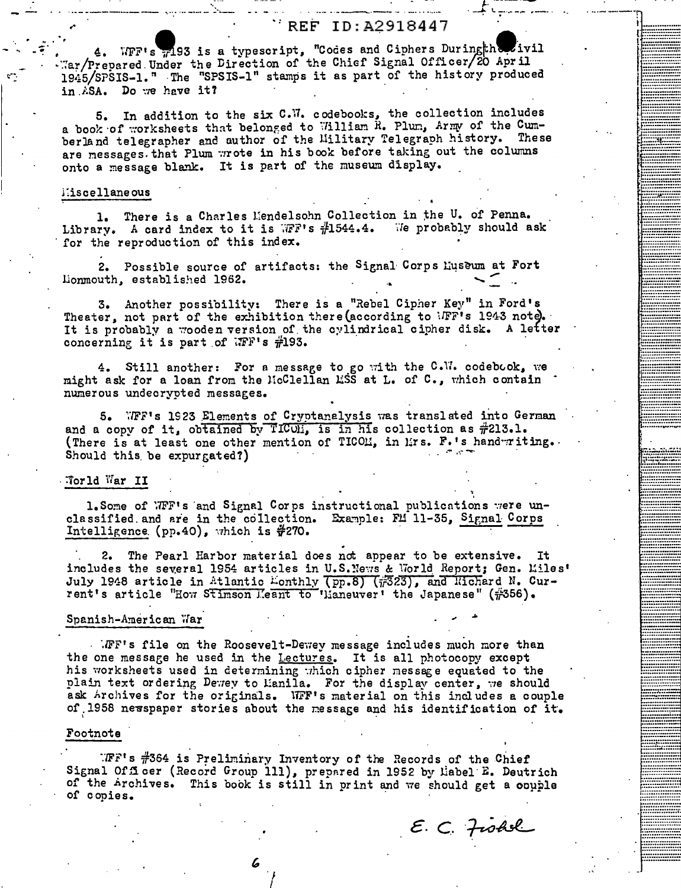REF ID:A2918447

4. WFF's #193 is a typescript, "Codes and Ciphers During the Civil War/Prepared Under the Direction of the Chief Signal Officer/20 April 1945/SPSIS-1." The "SPSIS-1" stamps it as part of the history produced in ASA. Do we have it?

5. In addition to the six C.W. codebooks, the collection includes a book of worksheets that belonged to William R. Plum, Army of the Cumberland telegrapher and author of the Military Telegraph history. These are messages that Plum wrote in his book before taking out the columns onto a message blank. It is part of the museum display.

## Miscellaneous

1. There is a Charles Mendelsohn Collection in the U. of Penna. Library. A card index to it is WFF's #1544.4. We probably should ask for the reproduction of this index.

2. Possible source of artifacts: the Signal Corps Museum at Fort Monmouth, established 1962.

3. Another possibility: There is a "Rebel Cipher Key" in Ford's Theater, not part of the exhibition there (according to WFF's 1943 note). It is probably a wooden version of the cylindrical cipher disk. A letter concerning it is part of WFF's #193.

4. Still another: For a message to go with the C.W. codebook, we might ask for a loan from the McClellan MSS at L. of C., which contain numerous undecrypted messages.

5. WFF's 1923 Elements of Cryptanalysis was translated into German and a copy of it, obtained by TICOM, is in his collection as #213.1. (There is at least one other mention of TICOM, in Mrs. F.'s handwriting. Should this be expurgated?)

## World War II

1. Some of WFF's and Signal Corps instructional publications were unclassified and are in the collection. Example: FM 11-35, Signal Corps Intelligence (pp.40), which is #270.

2. The Pearl Harbor material does not appear to be extensive. It includes the several 1954 articles in U.S.News & World Report; Gen. Miles' July 1948 article in Atlantic Monthly (pp.8) (#323), and Richard N. Current's article "How Stimson Meant to 'Maneuver' the Japanese" (#356).

## Spanish-American War

WFF's file on the Roosevelt-Dewey message includes much more than the one message he used in the Lectures. It is all photocopy except his worksheets used in determining which cipher message equated to the plain text ordering Dewey to Manila. For the display center, we should ask Archives for the originals. WFF's material on this includes a couple of 1958 newspaper stories about the message and his identification of it.

## Footnote

WFF's #364 is Preliminary Inventory of the Records of the Chief Signal Officer (Record Group 111), prepared in 1952 by Mabel E. Deutrich of the Archives. This book is still in print and we should get a couple of copies.

E. C. Fishel